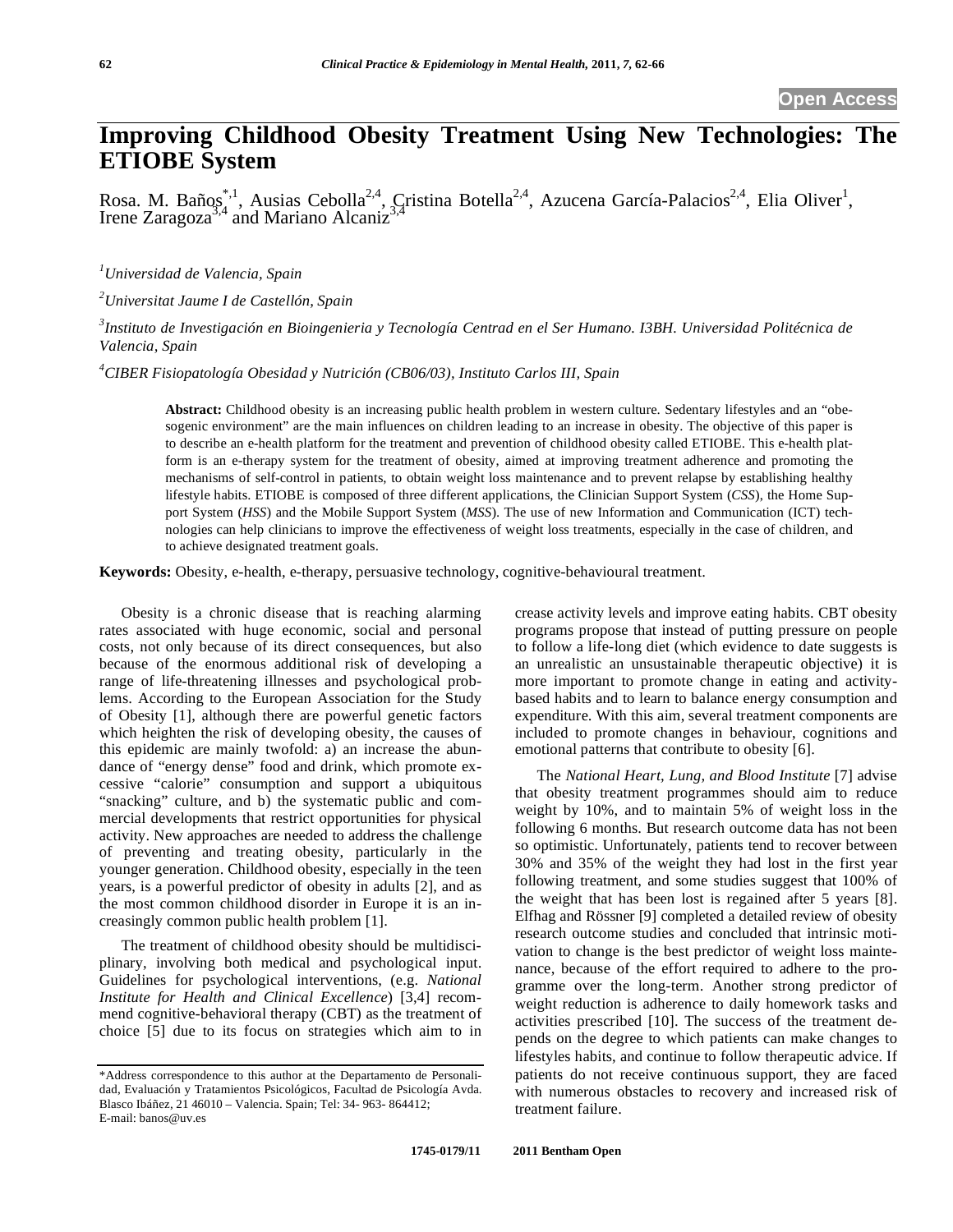Open Access

# Improving Childhood Obesity Treatment Using New Technologies: The ETIOBE System

Rosa. M. Baños[*,1], Ausias Cebolla[2,4], Cristina Botella[2,4], Azucena García-Palacios[2,4], Elia Oliver[1], Irene Zaragoza[3,4] and Mariano Alcaniz[3,4]

[1]*Universidad de Valencia, Spain*

[2]*Universitat Jaume I de Castellón, Spain*

[3]*Instituto de Investigación en Bioingenieria y Tecnología Centrad en el Ser Humano. I3BH. Universidad Politécnica de Valencia, Spain*

[4]*CIBER Fisiopatología Obesidad y Nutrición (CB06/03), Instituto Carlos III, Spain*

**Abstract:** Childhood obesity is an increasing public health problem in western culture. Sedentary lifestyles and an "obesogenic environment" are the main influences on children leading to an increase in obesity. The objective of this paper is to describe an e-health platform for the treatment and prevention of childhood obesity called ETIOBE. This e-health platform is an e-therapy system for the treatment of obesity, aimed at improving treatment adherence and promoting the mechanisms of self-control in patients, to obtain weight loss maintenance and to prevent relapse by establishing healthy lifestyle habits. ETIOBE is composed of three different applications, the Clinician Support System (*CSS*), the Home Support System (*HSS*) and the Mobile Support System (*MSS*). The use of new Information and Communication (ICT) technologies can help clinicians to improve the effectiveness of weight loss treatments, especially in the case of children, and to achieve designated treatment goals.

**Keywords:** Obesity, e-health, e-therapy, persuasive technology, cognitive-behavioural treatment.

Obesity is a chronic disease that is reaching alarming rates associated with huge economic, social and personal costs, not only because of its direct consequences, but also because of the enormous additional risk of developing a range of life-threatening illnesses and psychological problems. According to the European Association for the Study of Obesity [1], although there are powerful genetic factors which heighten the risk of developing obesity, the causes of this epidemic are mainly twofold: a) an increase the abundance of "energy dense" food and drink, which promote excessive "calorie" consumption and support a ubiquitous "snacking" culture, and b) the systematic public and commercial developments that restrict opportunities for physical activity. New approaches are needed to address the challenge of preventing and treating obesity, particularly in the younger generation. Childhood obesity, especially in the teen years, is a powerful predictor of obesity in adults [2], and as the most common childhood disorder in Europe it is an increasingly common public health problem [1].

The treatment of childhood obesity should be multidisciplinary, involving both medical and psychological input. Guidelines for psychological interventions, (e.g. *National Institute for Health and Clinical Excellence*) [3,4] recommend cognitive-behavioral therapy (CBT) as the treatment of choice [5] due to its focus on strategies which aim to increase activity levels and improve eating habits. CBT obesity programs propose that instead of putting pressure on people to follow a life-long diet (which evidence to date suggests is an unrealistic an unsustainable therapeutic objective) it is more important to promote change in eating and activity-based habits and to learn to balance energy consumption and expenditure. With this aim, several treatment components are included to promote changes in behaviour, cognitions and emotional patterns that contribute to obesity [6].

The *National Heart, Lung, and Blood Institute* [7] advise that obesity treatment programmes should aim to reduce weight by 10%, and to maintain 5% of weight loss in the following 6 months. But research outcome data has not been so optimistic. Unfortunately, patients tend to recover between 30% and 35% of the weight they had lost in the first year following treatment, and some studies suggest that 100% of the weight that has been lost is regained after 5 years [8]. Elfhag and Rössner [9] completed a detailed review of obesity research outcome studies and concluded that intrinsic motivation to change is the best predictor of weight loss maintenance, because of the effort required to adhere to the programme over the long-term. Another strong predictor of weight reduction is adherence to daily homework tasks and activities prescribed [10]. The success of the treatment depends on the degree to which patients can make changes to lifestyles habits, and continue to follow therapeutic advice. If patients do not receive continuous support, they are faced with numerous obstacles to recovery and increased risk of treatment failure.

*Address correspondence to this author at the Departamento de Personalidad, Evaluación y Tratamientos Psicológicos, Facultad de Psicología Avda. Blasco Ibáñez, 21 46010 – Valencia. Spain; Tel: 34- 963- 864412; E-mail: banos@uv.es

1745-0179/11 2011 Bentham Open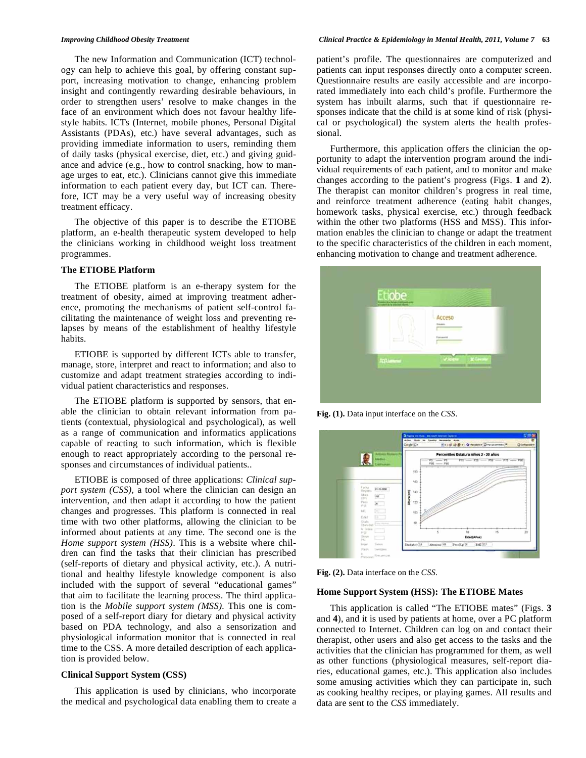The new Information and Communication (ICT) technology can help to achieve this goal, by offering constant support, increasing motivation to change, enhancing problem insight and contingently rewarding desirable behaviours, in order to strengthen users' resolve to make changes in the face of an environment which does not favour healthy lifestyle habits. ICTs (Internet, mobile phones, Personal Digital Assistants (PDAs), etc.) have several advantages, such as providing immediate information to users, reminding them of daily tasks (physical exercise, diet, etc.) and giving guidance and advice (e.g., how to control snacking, how to manage urges to eat, etc.). Clinicians cannot give this immediate information to each patient every day, but ICT can. Therefore, ICT may be a very useful way of increasing obesity treatment efficacy.

The objective of this paper is to describe the ETIOBE platform, an e-health therapeutic system developed to help the clinicians working in childhood weight loss treatment programmes.

## The ETIOBE Platform

The ETIOBE platform is an e-therapy system for the treatment of obesity, aimed at improving treatment adherence, promoting the mechanisms of patient self-control facilitating the maintenance of weight loss and preventing relapses by means of the establishment of healthy lifestyle habits.

ETIOBE is supported by different ICTs able to transfer, manage, store, interpret and react to information; and also to customize and adapt treatment strategies according to individual patient characteristics and responses.

The ETIOBE platform is supported by sensors, that enable the clinician to obtain relevant information from patients (contextual, physiological and psychological), as well as a range of communication and informatics applications capable of reacting to such information, which is flexible enough to react appropriately according to the personal responses and circumstances of individual patients..

ETIOBE is composed of three applications: *Clinical support system (CSS)*, a tool where the clinician can design an intervention, and then adapt it according to how the patient changes and progresses. This platform is connected in real time with two other platforms, allowing the clinician to be informed about patients at any time. The second one is the *Home support system (HSS)*. This is a website where children can find the tasks that their clinician has prescribed (self-reports of dietary and physical activity, etc.). A nutritional and healthy lifestyle knowledge component is also included with the support of several "educational games" that aim to facilitate the learning process. The third application is the *Mobile support system (MSS)*. This one is composed of a self-report diary for dietary and physical activity based on PDA technology, and also a sensorization and physiological information monitor that is connected in real time to the CSS. A more detailed description of each application is provided below.

## Clinical Support System (CSS)

This application is used by clinicians, who incorporate the medical and psychological data enabling them to create a patient's profile. The questionnaires are computerized and patients can input responses directly onto a computer screen. Questionnaire results are easily accessible and are incorporated immediately into each child's profile. Furthermore the system has inbuilt alarms, such that if questionnaire responses indicate that the child is at some kind of risk (physical or psychological) the system alerts the health professional.

Furthermore, this application offers the clinician the opportunity to adapt the intervention program around the individual requirements of each patient, and to monitor and make changes according to the patient's progress (Figs. **1** and **2**). The therapist can monitor children's progress in real time, and reinforce treatment adherence (eating habit changes, homework tasks, physical exercise, etc.) through feedback within the other two platforms (HSS and MSS). This information enables the clinician to change or adapt the treatment to the specific characteristics of the children in each moment, enhancing motivation to change and treatment adherence.

**Fig. (1).** Data input interface on the *CSS*.

**Fig. (2).** Data interface on the *CSS*.

## Home Support System (HSS): The ETIOBE Mates

This application is called "The ETIOBE mates" (Figs. **3** and **4**), and it is used by patients at home, over a PC platform connected to Internet. Children can log on and contact their therapist, other users and also get access to the tasks and the activities that the clinician has programmed for them, as well as other functions (physiological measures, self-report diaries, educational games, etc.). This application also includes some amusing activities which they can participate in, such as cooking healthy recipes, or playing games. All results and data are sent to the *CSS* immediately.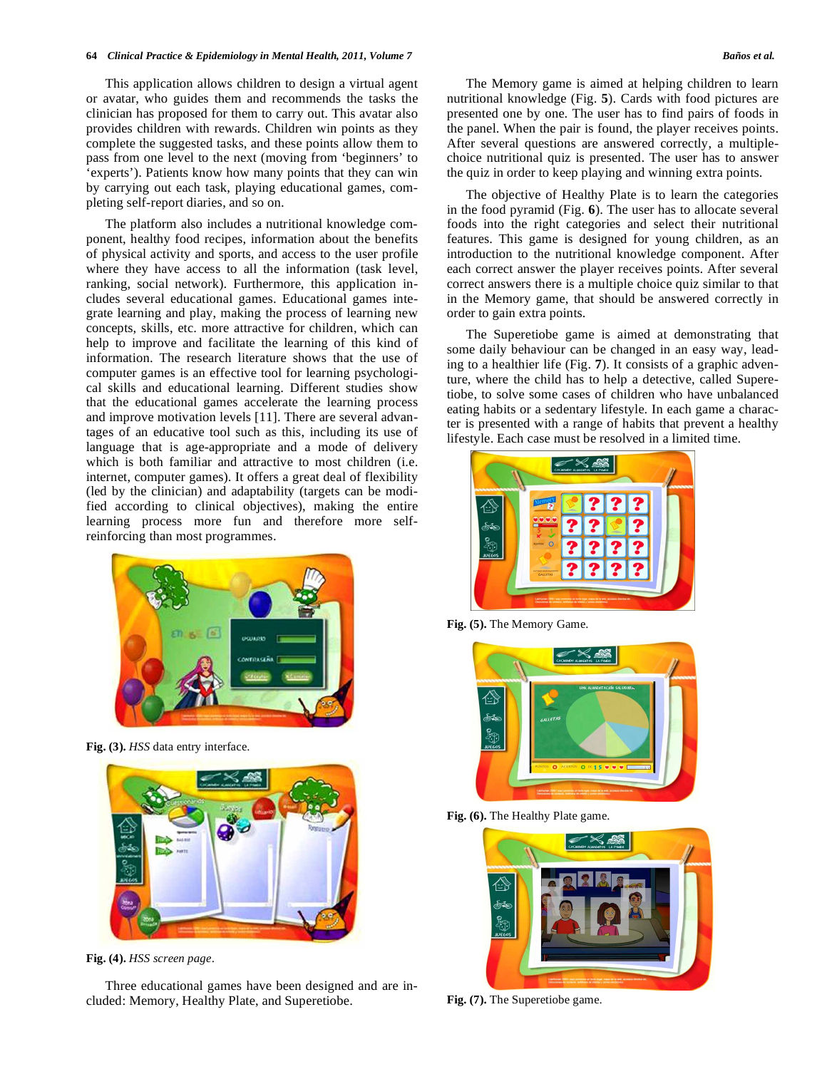This application allows children to design a virtual agent or avatar, who guides them and recommends the tasks the clinician has proposed for them to carry out. This avatar also provides children with rewards. Children win points as they complete the suggested tasks, and these points allow them to pass from one level to the next (moving from 'beginners' to 'experts'). Patients know how many points that they can win by carrying out each task, playing educational games, completing self-report diaries, and so on.

The platform also includes a nutritional knowledge component, healthy food recipes, information about the benefits of physical activity and sports, and access to the user profile where they have access to all the information (task level, ranking, social network). Furthermore, this application includes several educational games. Educational games integrate learning and play, making the process of learning new concepts, skills, etc. more attractive for children, which can help to improve and facilitate the learning of this kind of information. The research literature shows that the use of computer games is an effective tool for learning psychological skills and educational learning. Different studies show that the educational games accelerate the learning process and improve motivation levels [11]. There are several advantages of an educative tool such as this, including its use of language that is age-appropriate and a mode of delivery which is both familiar and attractive to most children (i.e. internet, computer games). It offers a great deal of flexibility (led by the clinician) and adaptability (targets can be modified according to clinical objectives), making the entire learning process more fun and therefore more self-reinforcing than most programmes.

**Fig. (3).** *HSS* data entry interface.

**Fig. (4).** *HSS screen page*.

Three educational games have been designed and are included: Memory, Healthy Plate, and Superetiobe.

The Memory game is aimed at helping children to learn nutritional knowledge (Fig. **5**). Cards with food pictures are presented one by one. The user has to find pairs of foods in the panel. When the pair is found, the player receives points. After several questions are answered correctly, a multiple-choice nutritional quiz is presented. The user has to answer the quiz in order to keep playing and winning extra points.

The objective of Healthy Plate is to learn the categories in the food pyramid (Fig. **6**). The user has to allocate several foods into the right categories and select their nutritional features. This game is designed for young children, as an introduction to the nutritional knowledge component. After each correct answer the player receives points. After several correct answers there is a multiple choice quiz similar to that in the Memory game, that should be answered correctly in order to gain extra points.

The Superetiobe game is aimed at demonstrating that some daily behaviour can be changed in an easy way, leading to a healthier life (Fig. **7**). It consists of a graphic adventure, where the child has to help a detective, called Superetiobe, to solve some cases of children who have unbalanced eating habits or a sedentary lifestyle. In each game a character is presented with a range of habits that prevent a healthy lifestyle. Each case must be resolved in a limited time.

**Fig. (5).** The Memory Game.

**Fig. (6).** The Healthy Plate game.

**Fig. (7).** The Superetiobe game.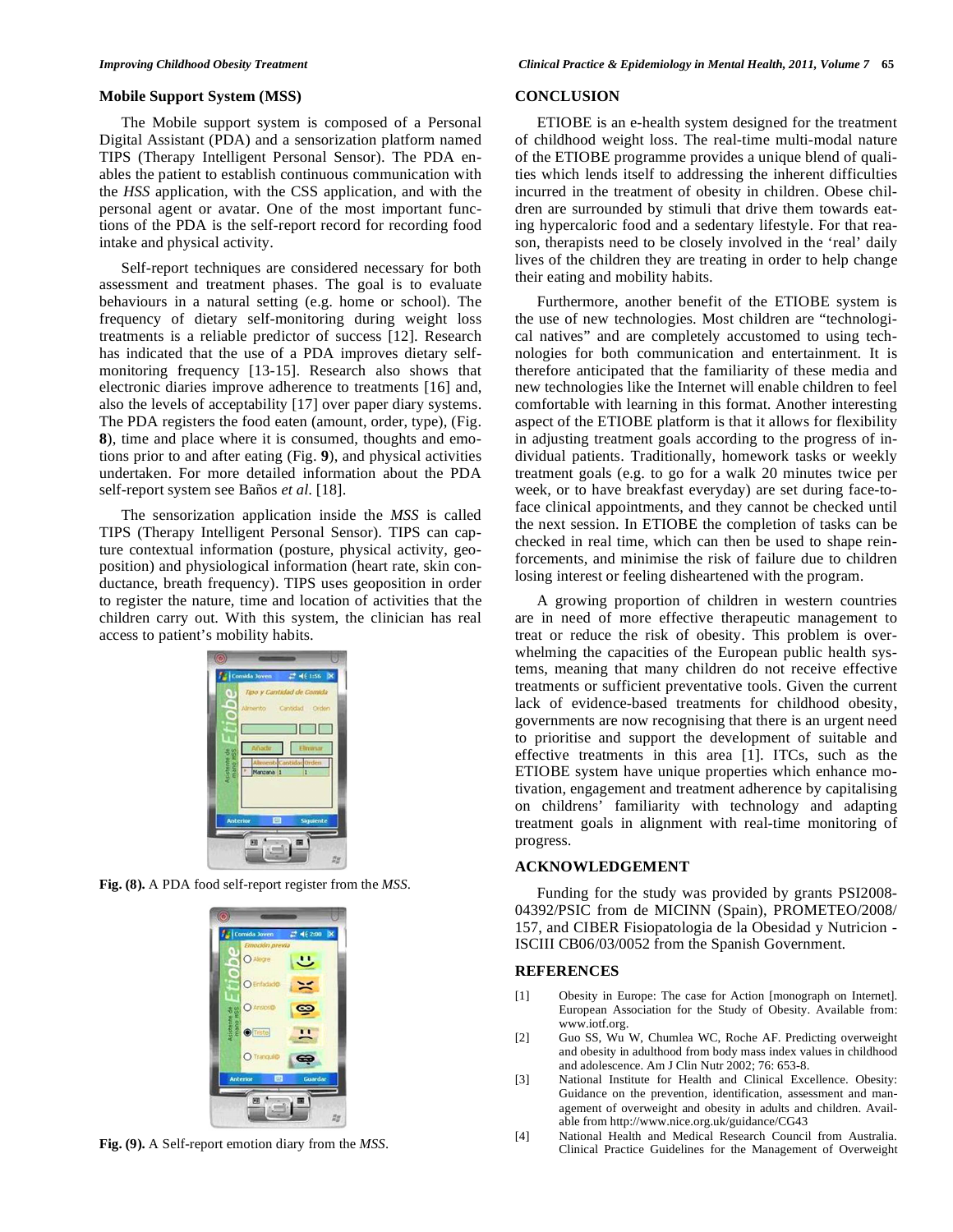### Mobile Support System (MSS)

The Mobile support system is composed of a Personal Digital Assistant (PDA) and a sensorization platform named TIPS (Therapy Intelligent Personal Sensor). The PDA enables the patient to establish continuous communication with the *HSS* application, with the CSS application, and with the personal agent or avatar. One of the most important functions of the PDA is the self-report record for recording food intake and physical activity.

Self-report techniques are considered necessary for both assessment and treatment phases. The goal is to evaluate behaviours in a natural setting (e.g. home or school). The frequency of dietary self-monitoring during weight loss treatments is a reliable predictor of success [12]. Research has indicated that the use of a PDA improves dietary self-monitoring frequency [13-15]. Research also shows that electronic diaries improve adherence to treatments [16] and, also the levels of acceptability [17] over paper diary systems. The PDA registers the food eaten (amount, order, type), (Fig. **8**), time and place where it is consumed, thoughts and emotions prior to and after eating (Fig. **9**), and physical activities undertaken. For more detailed information about the PDA self-report system see Baños *et al.* [18].

The sensorization application inside the *MSS* is called TIPS (Therapy Intelligent Personal Sensor). TIPS can capture contextual information (posture, physical activity, geoposition) and physiological information (heart rate, skin conductance, breath frequency). TIPS uses geoposition in order to register the nature, time and location of activities that the children carry out. With this system, the clinician has real access to patient's mobility habits.

**Fig. (8).** A PDA food self-report register from the *MSS*.

**Fig. (9).** A Self-report emotion diary from the *MSS*.

## CONCLUSION

ETIOBE is an e-health system designed for the treatment of childhood weight loss. The real-time multi-modal nature of the ETIOBE programme provides a unique blend of qualities which lends itself to addressing the inherent difficulties incurred in the treatment of obesity in children. Obese children are surrounded by stimuli that drive them towards eating hypercaloric food and a sedentary lifestyle. For that reason, therapists need to be closely involved in the 'real' daily lives of the children they are treating in order to help change their eating and mobility habits.

Furthermore, another benefit of the ETIOBE system is the use of new technologies. Most children are "technological natives" and are completely accustomed to using technologies for both communication and entertainment. It is therefore anticipated that the familiarity of these media and new technologies like the Internet will enable children to feel comfortable with learning in this format. Another interesting aspect of the ETIOBE platform is that it allows for flexibility in adjusting treatment goals according to the progress of individual patients. Traditionally, homework tasks or weekly treatment goals (e.g. to go for a walk 20 minutes twice per week, or to have breakfast everyday) are set during face-to-face clinical appointments, and they cannot be checked until the next session. In ETIOBE the completion of tasks can be checked in real time, which can then be used to shape reinforcements, and minimise the risk of failure due to children losing interest or feeling disheartened with the program.

A growing proportion of children in western countries are in need of more effective therapeutic management to treat or reduce the risk of obesity. This problem is overwhelming the capacities of the European public health systems, meaning that many children do not receive effective treatments or sufficient preventative tools. Given the current lack of evidence-based treatments for childhood obesity, governments are now recognising that there is an urgent need to prioritise and support the development of suitable and effective treatments in this area [1]. ITCs, such as the ETIOBE system have unique properties which enhance motivation, engagement and treatment adherence by capitalising on childrens' familiarity with technology and adapting treatment goals in alignment with real-time monitoring of progress.

## ACKNOWLEDGEMENT

Funding for the study was provided by grants PSI2008-04392/PSIC from de MICINN (Spain), PROMETEO/2008/157, and CIBER Fisiopatologia de la Obesidad y Nutricion - ISCIII CB06/03/0052 from the Spanish Government.

## REFERENCES

[1] Obesity in Europe: The case for Action [monograph on Internet]. European Association for the Study of Obesity. Available from: www.iotf.org.

[2] Guo SS, Wu W, Chumlea WC, Roche AF. Predicting overweight and obesity in adulthood from body mass index values in childhood and adolescence. Am J Clin Nutr 2002; 76: 653-8.

[3] National Institute for Health and Clinical Excellence. Obesity: Guidance on the prevention, identification, assessment and management of overweight and obesity in adults and children. Available from http://www.nice.org.uk/guidance/CG43

[4] National Health and Medical Research Council from Australia. Clinical Practice Guidelines for the Management of Overweight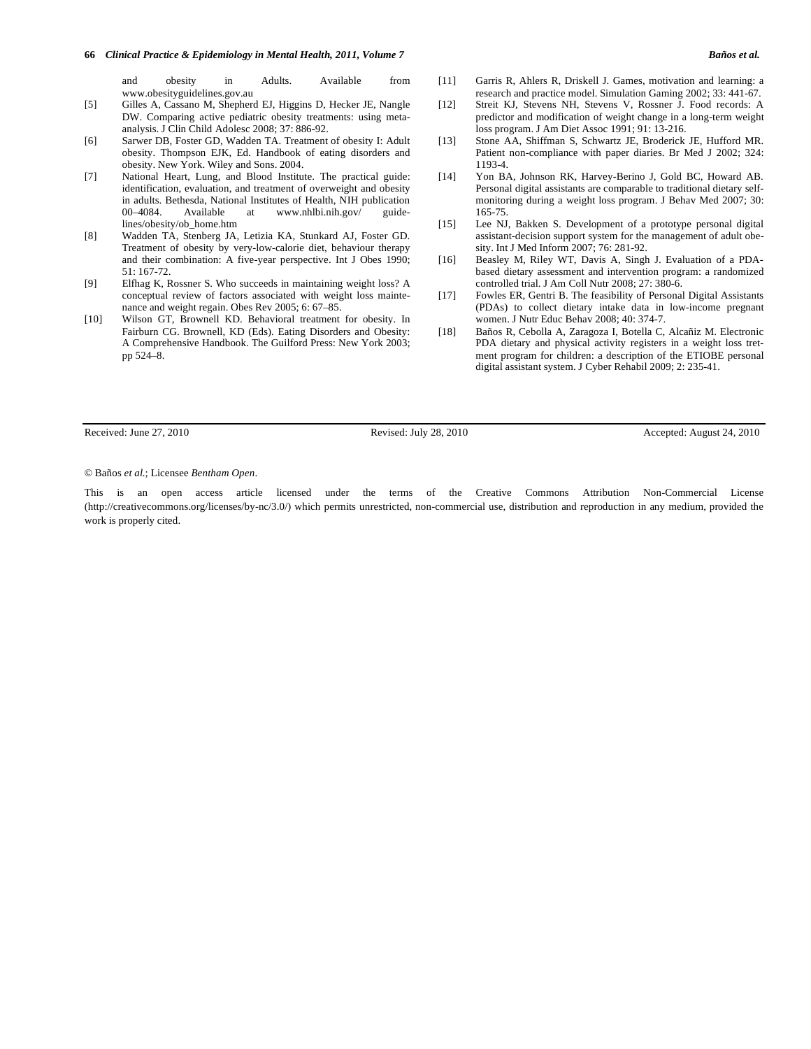and obesity in Adults. Available from www.obesityguidelines.gov.au

[5] Gilles A, Cassano M, Shepherd EJ, Higgins D, Hecker JE, Nangle DW. Comparing active pediatric obesity treatments: using meta-analysis. J Clin Child Adolesc 2008; 37: 886-92.

[6] Sarwer DB, Foster GD, Wadden TA. Treatment of obesity I: Adult obesity. Thompson EJK, Ed. Handbook of eating disorders and obesity. New York. Wiley and Sons. 2004.

[7] National Heart, Lung, and Blood Institute. The practical guide: identification, evaluation, and treatment of overweight and obesity in adults. Bethesda, National Institutes of Health, NIH publication 00–4084. Available at www.nhlbi.nih.gov/ guidelines/obesity/ob_home.htm

[8] Wadden TA, Stenberg JA, Letizia KA, Stunkard AJ, Foster GD. Treatment of obesity by very-low-calorie diet, behaviour therapy and their combination: A five-year perspective. Int J Obes 1990; 51: 167-72.

[9] Elfhag K, Rossner S. Who succeeds in maintaining weight loss? A conceptual review of factors associated with weight loss maintenance and weight regain. Obes Rev 2005; 6: 67–85.

[10] Wilson GT, Brownell KD. Behavioral treatment for obesity. In Fairburn CG. Brownell, KD (Eds). Eating Disorders and Obesity: A Comprehensive Handbook. The Guilford Press: New York 2003; pp 524–8.

[11] Garris R, Ahlers R, Driskell J. Games, motivation and learning: a research and practice model. Simulation Gaming 2002; 33: 441-67.

[12] Streit KJ, Stevens NH, Stevens V, Rossner J. Food records: A predictor and modification of weight change in a long-term weight loss program. J Am Diet Assoc 1991; 91: 13-216.

[13] Stone AA, Shiffman S, Schwartz JE, Broderick JE, Hufford MR. Patient non-compliance with paper diaries. Br Med J 2002; 324: 1193-4.

[14] Yon BA, Johnson RK, Harvey-Berino J, Gold BC, Howard AB. Personal digital assistants are comparable to traditional dietary self-monitoring during a weight loss program. J Behav Med 2007; 30: 165-75.

[15] Lee NJ, Bakken S. Development of a prototype personal digital assistant-decision support system for the management of adult obesity. Int J Med Inform 2007; 76: 281-92.

[16] Beasley M, Riley WT, Davis A, Singh J. Evaluation of a PDA-based dietary assessment and intervention program: a randomized controlled trial. J Am Coll Nutr 2008; 27: 380-6.

[17] Fowles ER, Gentri B. The feasibility of Personal Digital Assistants (PDAs) to collect dietary intake data in low-income pregnant women. J Nutr Educ Behav 2008; 40: 374-7.

[18] Baños R, Cebolla A, Zaragoza I, Botella C, Alcañiz M. Electronic PDA dietary and physical activity registers in a weight loss tretment program for children: a description of the ETIOBE personal digital assistant system. J Cyber Rehabil 2009; 2: 235-41.

---

Received: June 27, 2010 Revised: July 28, 2010 Accepted: August 24, 2010

© Baños *et al.*; Licensee *Bentham Open*.

This is an open access article licensed under the terms of the Creative Commons Attribution Non-Commercial License (http://creativecommons.org/licenses/by-nc/3.0/) which permits unrestricted, non-commercial use, distribution and reproduction in any medium, provided the work is properly cited.